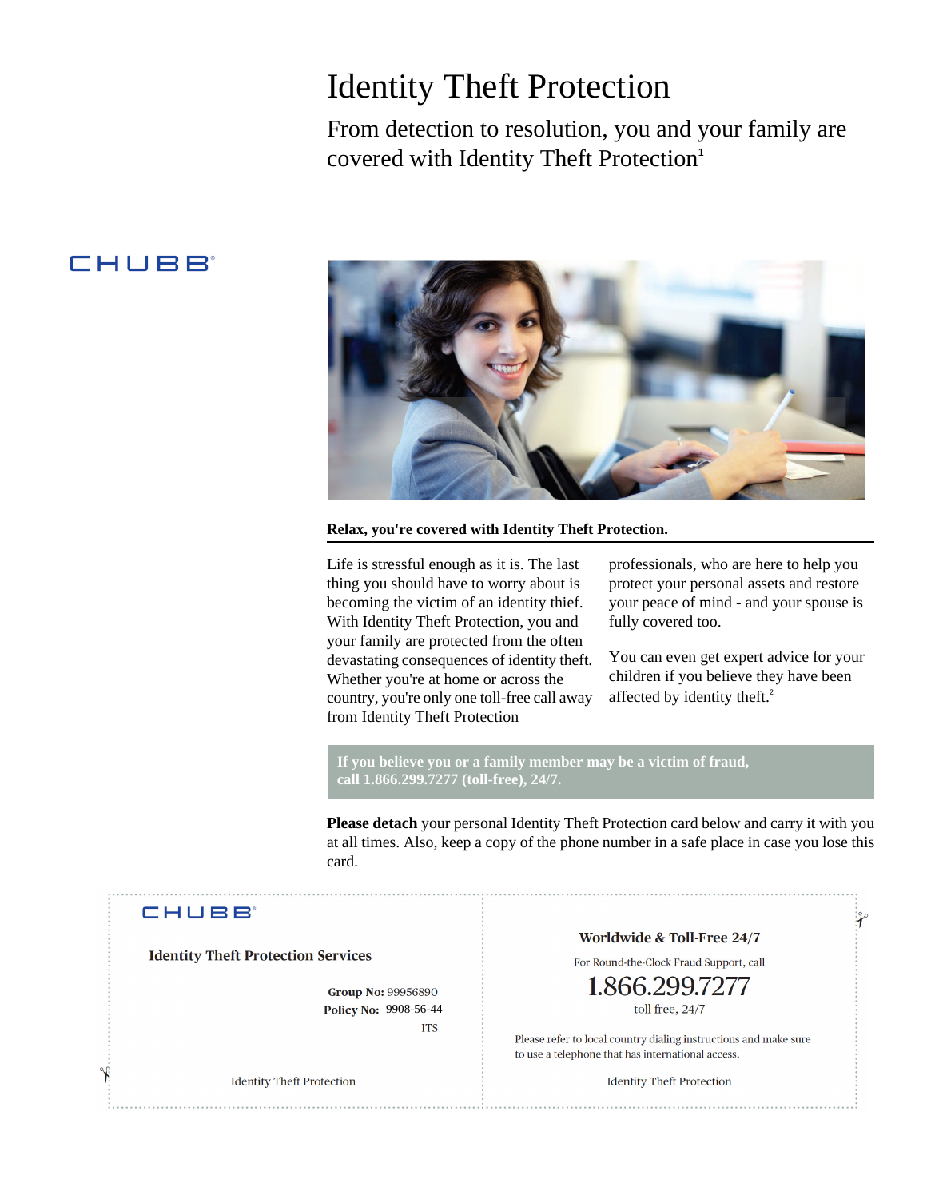# Identity Theft Protection

## From detection to resolution, you and your family are covered with Identity Theft Protection[1]

CHUBB

**Relax, you're covered with Identity Theft Protection.**

Life is stressful enough as it is. The last thing you should have to worry about is becoming the victim of an identity thief. With Identity Theft Protection, you and your family are protected from the often devastating consequences of identity theft. Whether you're at home or across the country, you're only one toll-free call away from Identity Theft Protection professionals, who are here to help you protect your personal assets and restore your peace of mind - and your spouse is fully covered too.

You can even get expert advice for your children if you believe they have been affected by identity theft.[2]

**If you believe you or a family member may be a victim of fraud, call 1.866.299.7277 (toll-free), 24/7.**

**Please detach** your personal Identity Theft Protection card below and carry it with you at all times. Also, keep a copy of the phone number in a safe place in case you lose this card.

CHUBB

**Identity Theft Protection Services**

**Group No:** 99956890
**Policy No:** 9908-56-44
ITS

Identity Theft Protection

**Worldwide & Toll-Free 24/7**

For Round-the-Clock Fraud Support, call

1.866.299.7277

toll free, 24/7

Please refer to local country dialing instructions and make sure to use a telephone that has international access.

Identity Theft Protection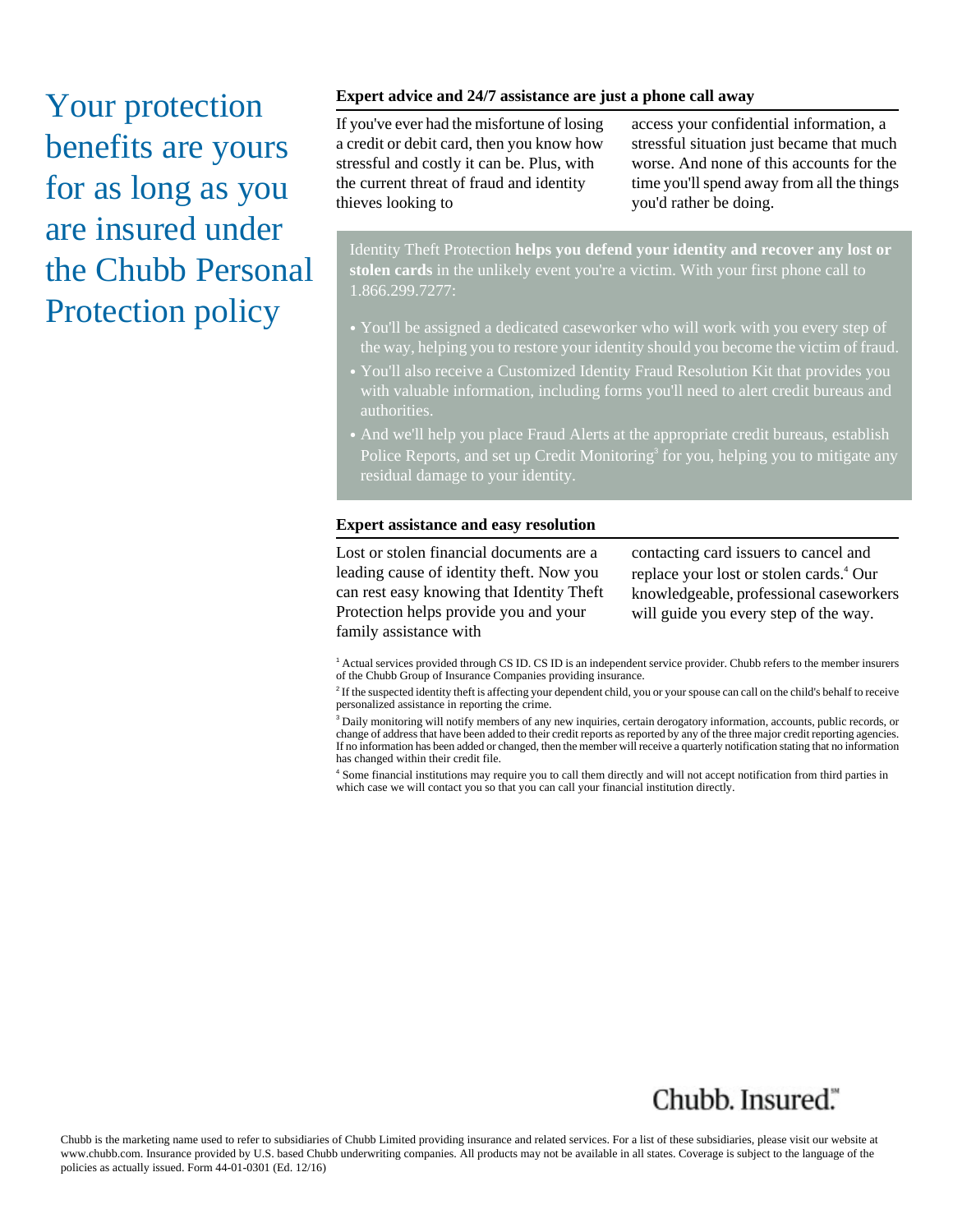# Your protection benefits are yours for as long as you are insured under the Chubb Personal Protection policy

### Expert advice and 24/7 assistance are just a phone call away

If you've ever had the misfortune of losing a credit or debit card, then you know how stressful and costly it can be. Plus, with the current threat of fraud and identity thieves looking to access your confidential information, a stressful situation just became that much worse. And none of this accounts for the time you'll spend away from all the things you'd rather be doing.

Identity Theft Protection **helps you defend your identity and recover any lost or stolen cards** in the unlikely event you're a victim. With your first phone call to 1.866.299.7277:

- You'll be assigned a dedicated caseworker who will work with you every step of the way, helping you to restore your identity should you become the victim of fraud.
- You'll also receive a Customized Identity Fraud Resolution Kit that provides you with valuable information, including forms you'll need to alert credit bureaus and authorities.
- And we'll help you place Fraud Alerts at the appropriate credit bureaus, establish Police Reports, and set up Credit Monitoring[3] for you, helping you to mitigate any residual damage to your identity.

### Expert assistance and easy resolution

Lost or stolen financial documents are a leading cause of identity theft. Now you can rest easy knowing that Identity Theft Protection helps provide you and your family assistance with contacting card issuers to cancel and replace your lost or stolen cards.[4] Our knowledgeable, professional caseworkers will guide you every step of the way.

[1] Actual services provided through CS ID. CS ID is an independent service provider. Chubb refers to the member insurers of the Chubb Group of Insurance Companies providing insurance.

[2] If the suspected identity theft is affecting your dependent child, you or your spouse can call on the child's behalf to receive personalized assistance in reporting the crime.

[3] Daily monitoring will notify members of any new inquiries, certain derogatory information, accounts, public records, or change of address that have been added to their credit reports as reported by any of the three major credit reporting agencies. If no information has been added or changed, then the member will receive a quarterly notification stating that no information has changed within their credit file.

[4] Some financial institutions may require you to call them directly and will not accept notification from third parties in which case we will contact you so that you can call your financial institution directly.

Chubb. Insured.℠

Chubb is the marketing name used to refer to subsidiaries of Chubb Limited providing insurance and related services. For a list of these subsidiaries, please visit our website at www.chubb.com. Insurance provided by U.S. based Chubb underwriting companies. All products may not be available in all states. Coverage is subject to the language of the policies as actually issued. Form 44-01-0301 (Ed. 12/16)